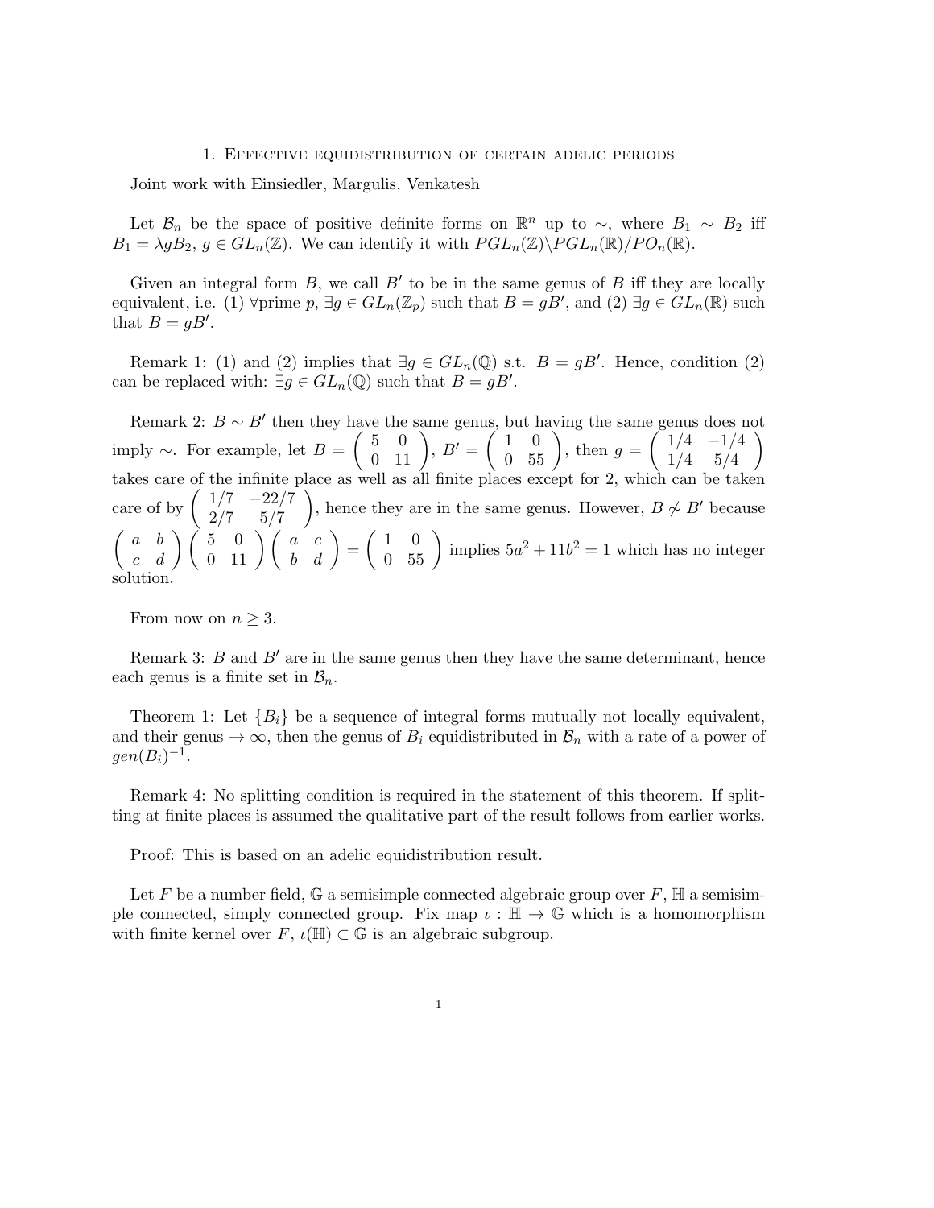# 1. Effective equidistribution of certain adelic periods

Joint work with Einsiedler, Margulis, Venkatesh

Let $\mathcal{B}_n$ be the space of positive definite forms on $\mathbb{R}^n$ up to $\sim$, where $B_1 \sim B_2$ iff $B_1 = \lambda g B_2$, $g \in GL_n(\mathbb{Z})$. We can identify it with $PGL_n(\mathbb{Z})\backslash PGL_n(\mathbb{R})/PO_n(\mathbb{R})$.

Given an integral form $B$, we call $B'$ to be in the same genus of $B$ iff they are locally equivalent, i.e. (1) $\forall$prime $p$, $\exists g \in GL_n(\mathbb{Z}_p)$ such that $B = gB'$, and (2) $\exists g \in GL_n(\mathbb{R})$ such that $B = gB'$.

Remark 1: (1) and (2) implies that $\exists g \in GL_n(\mathbb{Q})$ s.t. $B = gB'$. Hence, condition (2) can be replaced with: $\exists g \in GL_n(\mathbb{Q})$ such that $B = gB'$.

Remark 2: $B \sim B'$ then they have the same genus, but having the same genus does not imply $\sim$. For example, let $B = \begin{pmatrix} 5 & 0 \\ 0 & 11 \end{pmatrix}$, $B' = \begin{pmatrix} 1 & 0 \\ 0 & 55 \end{pmatrix}$, then $g = \begin{pmatrix} 1/4 & -1/4 \\ 1/4 & 5/4 \end{pmatrix}$ takes care of the infinite place as well as all finite places except for 2, which can be taken care of by $\begin{pmatrix} 1/7 & -22/7 \\ 2/7 & 5/7 \end{pmatrix}$, hence they are in the same genus. However, $B \not\sim B'$ because $\begin{pmatrix} a & b \\ c & d \end{pmatrix}\begin{pmatrix} 5 & 0 \\ 0 & 11 \end{pmatrix}\begin{pmatrix} a & c \\ b & d \end{pmatrix} = \begin{pmatrix} 1 & 0 \\ 0 & 55 \end{pmatrix}$ implies $5a^2 + 11b^2 = 1$ which has no integer solution.

From now on $n \geq 3$.

Remark 3: $B$ and $B'$ are in the same genus then they have the same determinant, hence each genus is a finite set in $\mathcal{B}_n$.

Theorem 1: Let $\{B_i\}$ be a sequence of integral forms mutually not locally equivalent, and their genus $\to \infty$, then the genus of $B_i$ equidistributed in $\mathcal{B}_n$ with a rate of a power of $gen(B_i)^{-1}$.

Remark 4: No splitting condition is required in the statement of this theorem. If splitting at finite places is assumed the qualitative part of the result follows from earlier works.

Proof: This is based on an adelic equidistribution result.

Let $F$ be a number field, $\mathbb{G}$ a semisimple connected algebraic group over $F$, $\mathbb{H}$ a semisimple connected, simply connected group. Fix map $\iota : \mathbb{H} \to \mathbb{G}$ which is a homomorphism with finite kernel over $F$, $\iota(\mathbb{H}) \subset \mathbb{G}$ is an algebraic subgroup.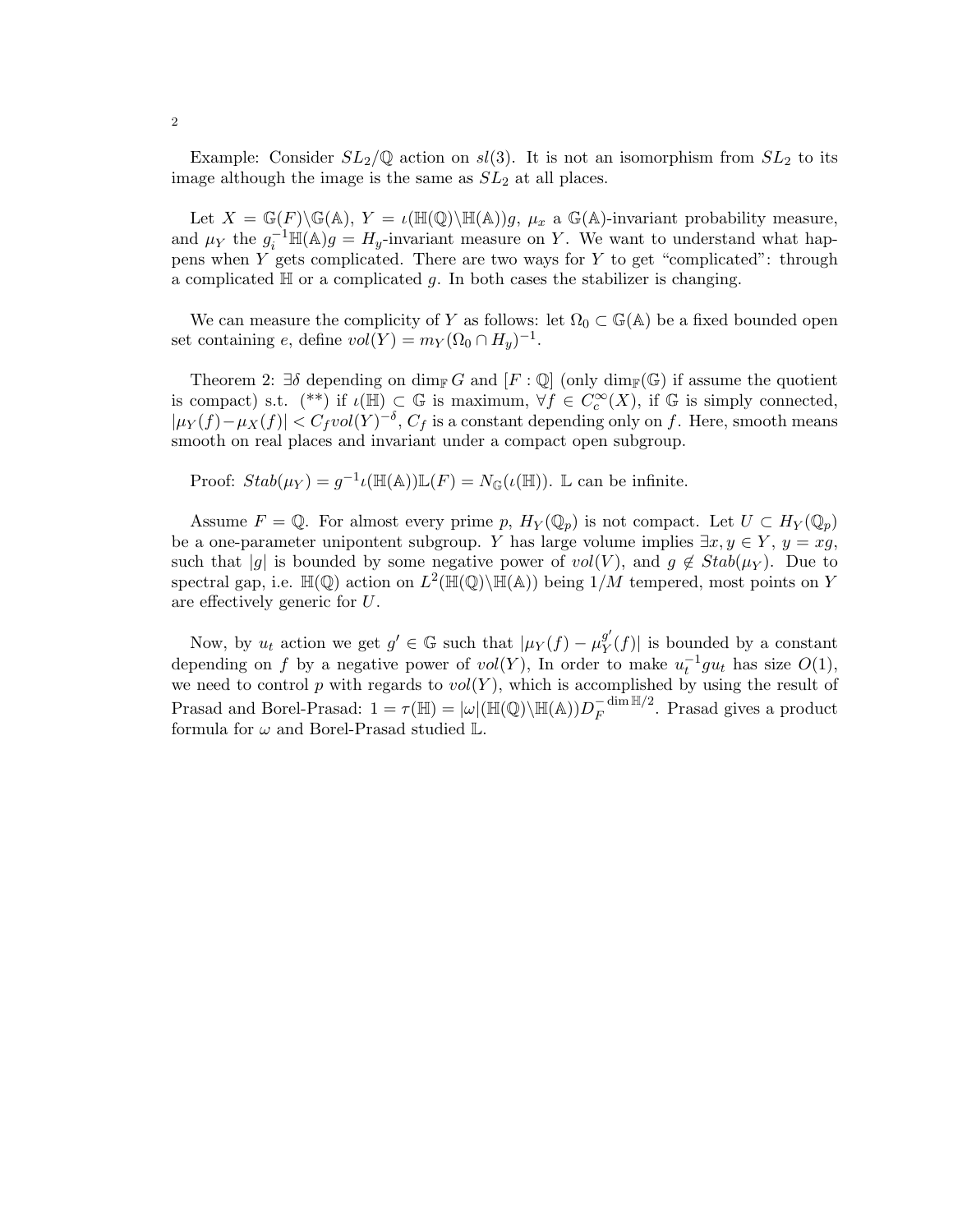Example: Consider $SL_2/\mathbb{Q}$ action on $sl(3)$. It is not an isomorphism from $SL_2$ to its image although the image is the same as $SL_2$ at all places.

Let $X = \mathbb{G}(F)\backslash\mathbb{G}(\mathbb{A})$, $Y = \iota(\mathbb{H}(\mathbb{Q})\backslash\mathbb{H}(\mathbb{A}))g$, $\mu_x$ a $\mathbb{G}(\mathbb{A})$-invariant probability measure, and $\mu_Y$ the $g_i^{-1}\mathbb{H}(\mathbb{A})g = H_y$-invariant measure on $Y$. We want to understand what happens when $Y$ gets complicated. There are two ways for $Y$ to get "complicated": through a complicated $\mathbb{H}$ or a complicated $g$. In both cases the stabilizer is changing.

We can measure the complicity of $Y$ as follows: let $\Omega_0 \subset \mathbb{G}(\mathbb{A})$ be a fixed bounded open set containing $e$, define $vol(Y) = m_Y(\Omega_0 \cap H_y)^{-1}$.

Theorem 2: $\exists\delta$ depending on $\dim_{\mathbb{F}} G$ and $[F:\mathbb{Q}]$ (only $\dim_{\mathbb{F}}(\mathbb{G})$ if assume the quotient is compact) s.t. (**) if $\iota(\mathbb{H}) \subset \mathbb{G}$ is maximum, $\forall f \in C_c^\infty(X)$, if $\mathbb{G}$ is simply connected, $|\mu_Y(f) - \mu_X(f)| < C_f vol(Y)^{-\delta}$, $C_f$ is a constant depending only on $f$. Here, smooth means smooth on real places and invariant under a compact open subgroup.

Proof: $Stab(\mu_Y) = g^{-1}\iota(\mathbb{H}(\mathbb{A}))\mathbb{L}(F) = N_{\mathbb{G}}(\iota(\mathbb{H}))$. $\mathbb{L}$ can be infinite.

Assume $F = \mathbb{Q}$. For almost every prime $p$, $H_Y(\mathbb{Q}_p)$ is not compact. Let $U \subset H_Y(\mathbb{Q}_p)$ be a one-parameter unipontent subgroup. $Y$ has large volume implies $\exists x, y \in Y$, $y = xg$, such that $|g|$ is bounded by some negative power of $vol(V)$, and $g \notin Stab(\mu_Y)$. Due to spectral gap, i.e. $\mathbb{H}(\mathbb{Q})$ action on $L^2(\mathbb{H}(\mathbb{Q})\backslash\mathbb{H}(\mathbb{A}))$ being $1/M$ tempered, most points on $Y$ are effectively generic for $U$.

Now, by $u_t$ action we get $g' \in \mathbb{G}$ such that $|\mu_Y(f) - \mu_Y^{g'}(f)|$ is bounded by a constant depending on $f$ by a negative power of $vol(Y)$, In order to make $u_t^{-1}gu_t$ has size $O(1)$, we need to control $p$ with regards to $vol(Y)$, which is accomplished by using the result of Prasad and Borel-Prasad: $1 = \tau(\mathbb{H}) = |\omega|(\mathbb{H}(\mathbb{Q})\backslash\mathbb{H}(\mathbb{A}))D_F^{-\dim\mathbb{H}/2}$. Prasad gives a product formula for $\omega$ and Borel-Prasad studied $\mathbb{L}$.